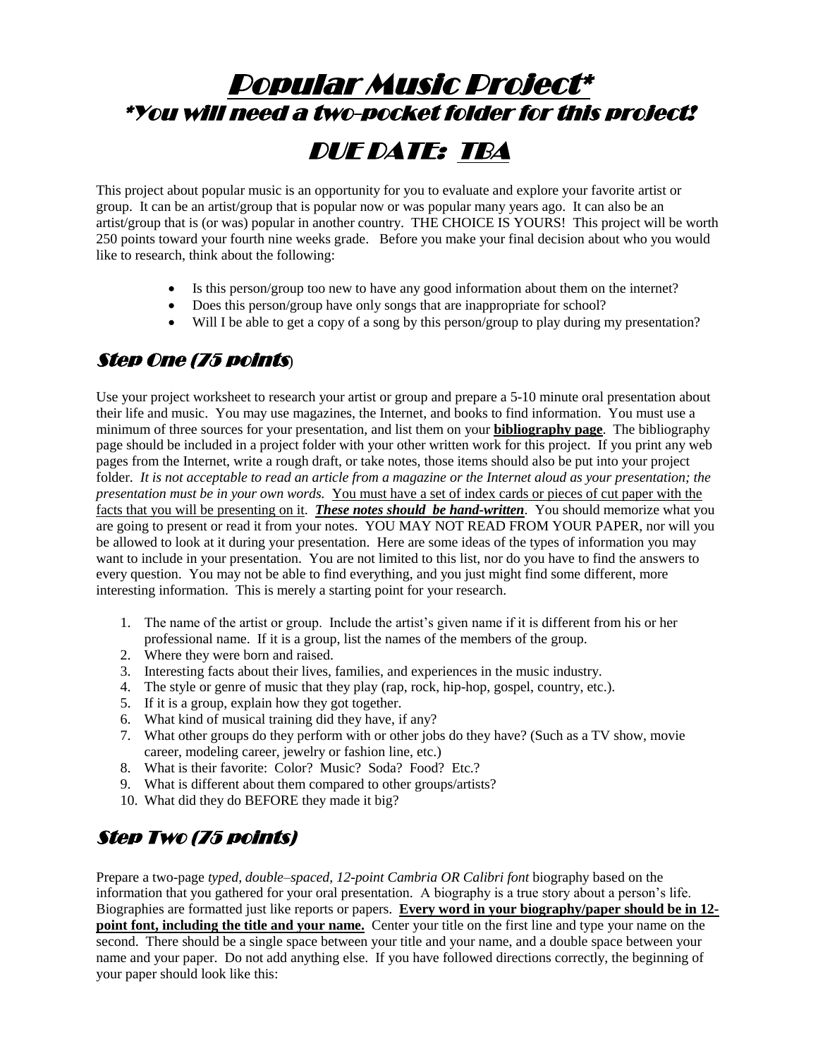# <u>Popular Music Project*</u>

## *You will need a two-pocket folder for this project!

## DUE DATE: <u>TBA</u>

This project about popular music is an opportunity for you to evaluate and explore your favorite artist or group. It can be an artist/group that is popular now or was popular many years ago. It can also be an artist/group that is (or was) popular in another country. THE CHOICE IS YOURS! This project will be worth 250 points toward your fourth nine weeks grade. Before you make your final decision about who you would like to research, think about the following:

- Is this person/group too new to have any good information about them on the internet?
- Does this person/group have only songs that are inappropriate for school?
- Will I be able to get a copy of a song by this person/group to play during my presentation?

## Step One (75 points)

Use your project worksheet to research your artist or group and prepare a 5-10 minute oral presentation about their life and music. You may use magazines, the Internet, and books to find information. You must use a minimum of three sources for your presentation, and list them on your **<u>bibliography page</u>**. The bibliography page should be included in a project folder with your other written work for this project. If you print any web pages from the Internet, write a rough draft, or take notes, those items should also be put into your project folder. *It is not acceptable to read an article from a magazine or the Internet aloud as your presentation; the presentation must be in your own words.* <u>You must have a set of index cards or pieces of cut paper with the facts that you will be presenting on it</u>. ***<u>These notes should be hand-written</u>***. You should memorize what you are going to present or read it from your notes. YOU MAY NOT READ FROM YOUR PAPER, nor will you be allowed to look at it during your presentation. Here are some ideas of the types of information you may want to include in your presentation. You are not limited to this list, nor do you have to find the answers to every question. You may not be able to find everything, and you just might find some different, more interesting information. This is merely a starting point for your research.

1. The name of the artist or group. Include the artist's given name if it is different from his or her professional name. If it is a group, list the names of the members of the group.
2. Where they were born and raised.
3. Interesting facts about their lives, families, and experiences in the music industry.
4. The style or genre of music that they play (rap, rock, hip-hop, gospel, country, etc.).
5. If it is a group, explain how they got together.
6. What kind of musical training did they have, if any?
7. What other groups do they perform with or other jobs do they have? (Such as a TV show, movie career, modeling career, jewelry or fashion line, etc.)
8. What is their favorite: Color? Music? Soda? Food? Etc.?
9. What is different about them compared to other groups/artists?
10. What did they do BEFORE they made it big?

## Step Two (75 points)

Prepare a two-page *typed, double–spaced, 12-point Cambria OR Calibri font* biography based on the information that you gathered for your oral presentation. A biography is a true story about a person's life. Biographies are formatted just like reports or papers. **<u>Every word in your biography/paper should be in 12-point font, including the title and your name.</u>** Center your title on the first line and type your name on the second. There should be a single space between your title and your name, and a double space between your name and your paper. Do not add anything else. If you have followed directions correctly, the beginning of your paper should look like this: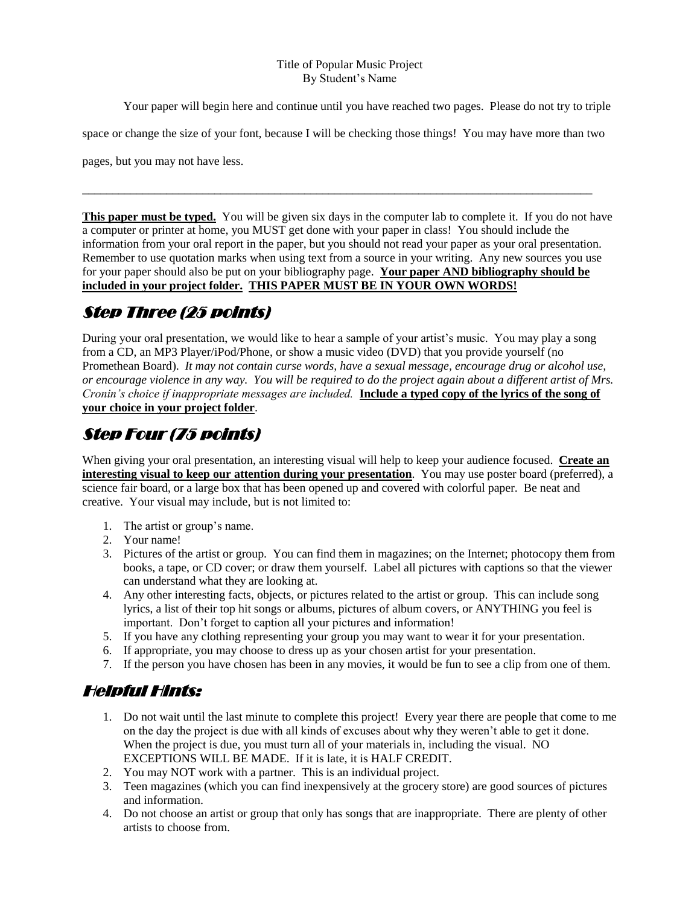Title of Popular Music Project
By Student's Name

Your paper will begin here and continue until you have reached two pages. Please do not try to triple space or change the size of your font, because I will be checking those things! You may have more than two pages, but you may not have less.

---

**<u>This paper must be typed.</u>** You will be given six days in the computer lab to complete it. If you do not have a computer or printer at home, you MUST get done with your paper in class! You should include the information from your oral report in the paper, but you should not read your paper as your oral presentation. Remember to use quotation marks when using text from a source in your writing. Any new sources you use for your paper should also be put on your bibliography page. **<u>Your paper AND bibliography should be included in your project folder.</u>** **<u>THIS PAPER MUST BE IN YOUR OWN WORDS!</u>**

## Step Three (25 points)

During your oral presentation, we would like to hear a sample of your artist's music. You may play a song from a CD, an MP3 Player/iPod/Phone, or show a music video (DVD) that you provide yourself (no Promethean Board). *It may not contain curse words, have a sexual message, encourage drug or alcohol use, or encourage violence in any way. You will be required to do the project again about a different artist of Mrs. Cronin's choice if inappropriate messages are included.* **<u>Include a typed copy of the lyrics of the song of your choice in your project folder</u>**.

## Step Four (75 points)

When giving your oral presentation, an interesting visual will help to keep your audience focused. **<u>Create an interesting visual to keep our attention during your presentation</u>**. You may use poster board (preferred), a science fair board, or a large box that has been opened up and covered with colorful paper. Be neat and creative. Your visual may include, but is not limited to:

1. The artist or group's name.
2. Your name!
3. Pictures of the artist or group. You can find them in magazines; on the Internet; photocopy them from books, a tape, or CD cover; or draw them yourself. Label all pictures with captions so that the viewer can understand what they are looking at.
4. Any other interesting facts, objects, or pictures related to the artist or group. This can include song lyrics, a list of their top hit songs or albums, pictures of album covers, or ANYTHING you feel is important. Don't forget to caption all your pictures and information!
5. If you have any clothing representing your group you may want to wear it for your presentation.
6. If appropriate, you may choose to dress up as your chosen artist for your presentation.
7. If the person you have chosen has been in any movies, it would be fun to see a clip from one of them.

## Helpful Hints:

1. Do not wait until the last minute to complete this project! Every year there are people that come to me on the day the project is due with all kinds of excuses about why they weren't able to get it done. When the project is due, you must turn all of your materials in, including the visual. NO EXCEPTIONS WILL BE MADE. If it is late, it is HALF CREDIT.
2. You may NOT work with a partner. This is an individual project.
3. Teen magazines (which you can find inexpensively at the grocery store) are good sources of pictures and information.
4. Do not choose an artist or group that only has songs that are inappropriate. There are plenty of other artists to choose from.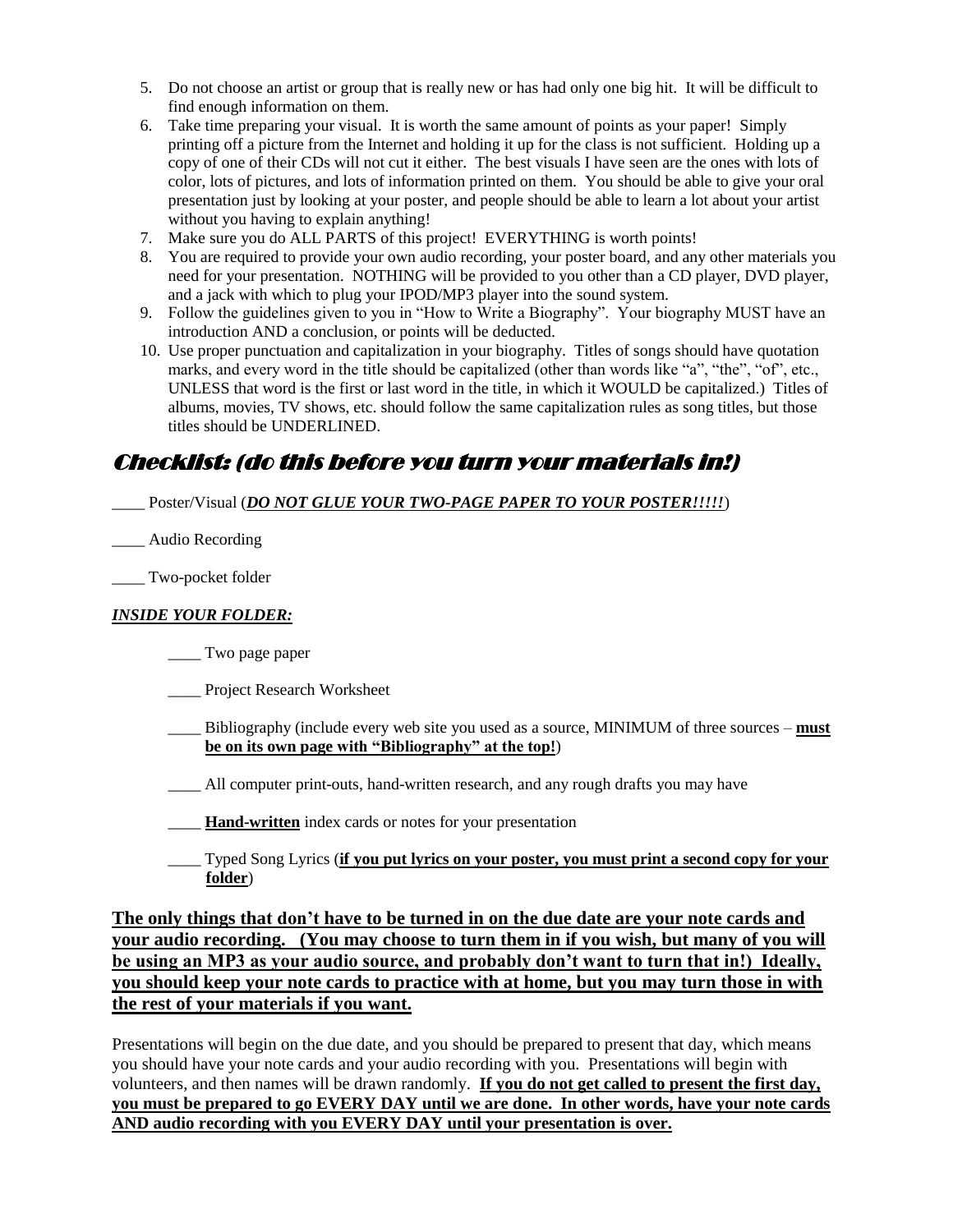5. Do not choose an artist or group that is really new or has had only one big hit. It will be difficult to find enough information on them.
6. Take time preparing your visual. It is worth the same amount of points as your paper! Simply printing off a picture from the Internet and holding it up for the class is not sufficient. Holding up a copy of one of their CDs will not cut it either. The best visuals I have seen are the ones with lots of color, lots of pictures, and lots of information printed on them. You should be able to give your oral presentation just by looking at your poster, and people should be able to learn a lot about your artist without you having to explain anything!
7. Make sure you do ALL PARTS of this project! EVERYTHING is worth points!
8. You are required to provide your own audio recording, your poster board, and any other materials you need for your presentation. NOTHING will be provided to you other than a CD player, DVD player, and a jack with which to plug your IPOD/MP3 player into the sound system.
9. Follow the guidelines given to you in "How to Write a Biography". Your biography MUST have an introduction AND a conclusion, or points will be deducted.
10. Use proper punctuation and capitalization in your biography. Titles of songs should have quotation marks, and every word in the title should be capitalized (other than words like "a", "the", "of", etc., UNLESS that word is the first or last word in the title, in which it WOULD be capitalized.) Titles of albums, movies, TV shows, etc. should follow the same capitalization rules as song titles, but those titles should be UNDERLINED.

## Checklist: (do this before you turn your materials in!)

____ Poster/Visual (***DO NOT GLUE YOUR TWO-PAGE PAPER TO YOUR POSTER!!!!!***)

____ Audio Recording

____ Two-pocket folder

***INSIDE YOUR FOLDER:***

____ Two page paper

____ Project Research Worksheet

____ Bibliography (include every web site you used as a source, MINIMUM of three sources – **must be on its own page with "Bibliography" at the top!**)

____ All computer print-outs, hand-written research, and any rough drafts you may have

____ **Hand-written** index cards or notes for your presentation

____ Typed Song Lyrics (**if you put lyrics on your poster, you must print a second copy for your folder**)

**The only things that don't have to be turned in on the due date are your note cards and your audio recording. (You may choose to turn them in if you wish, but many of you will be using an MP3 as your audio source, and probably don't want to turn that in!) Ideally, you should keep your note cards to practice with at home, but you may turn those in with the rest of your materials if you want.**

Presentations will begin on the due date, and you should be prepared to present that day, which means you should have your note cards and your audio recording with you. Presentations will begin with volunteers, and then names will be drawn randomly. **If you do not get called to present the first day, you must be prepared to go EVERY DAY until we are done. In other words, have your note cards AND audio recording with you EVERY DAY until your presentation is over.**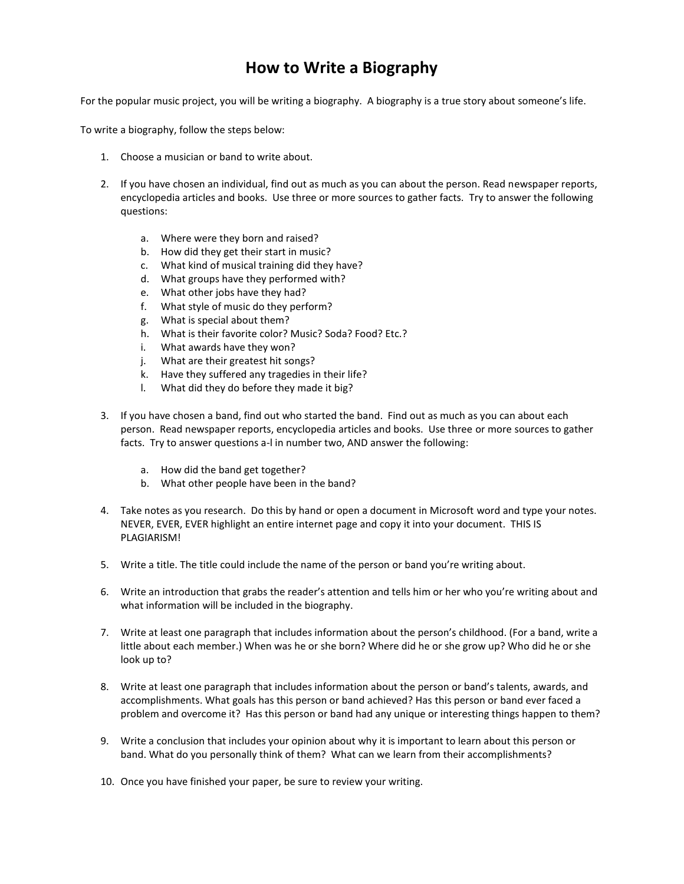# How to Write a Biography

For the popular music project, you will be writing a biography. A biography is a true story about someone's life.

To write a biography, follow the steps below:

1. Choose a musician or band to write about.

2. If you have chosen an individual, find out as much as you can about the person. Read newspaper reports, encyclopedia articles and books. Use three or more sources to gather facts. Try to answer the following questions:

    a. Where were they born and raised?
    b. How did they get their start in music?
    c. What kind of musical training did they have?
    d. What groups have they performed with?
    e. What other jobs have they had?
    f. What style of music do they perform?
    g. What is special about them?
    h. What is their favorite color? Music? Soda? Food? Etc.?
    i. What awards have they won?
    j. What are their greatest hit songs?
    k. Have they suffered any tragedies in their life?
    l. What did they do before they made it big?

3. If you have chosen a band, find out who started the band. Find out as much as you can about each person. Read newspaper reports, encyclopedia articles and books. Use three or more sources to gather facts. Try to answer questions a-l in number two, AND answer the following:

    a. How did the band get together?
    b. What other people have been in the band?

4. Take notes as you research. Do this by hand or open a document in Microsoft word and type your notes. NEVER, EVER, EVER highlight an entire internet page and copy it into your document. THIS IS PLAGIARISM!

5. Write a title. The title could include the name of the person or band you're writing about.

6. Write an introduction that grabs the reader's attention and tells him or her who you're writing about and what information will be included in the biography.

7. Write at least one paragraph that includes information about the person's childhood. (For a band, write a little about each member.) When was he or she born? Where did he or she grow up? Who did he or she look up to?

8. Write at least one paragraph that includes information about the person or band's talents, awards, and accomplishments. What goals has this person or band achieved? Has this person or band ever faced a problem and overcome it? Has this person or band had any unique or interesting things happen to them?

9. Write a conclusion that includes your opinion about why it is important to learn about this person or band. What do you personally think of them? What can we learn from their accomplishments?

10. Once you have finished your paper, be sure to review your writing.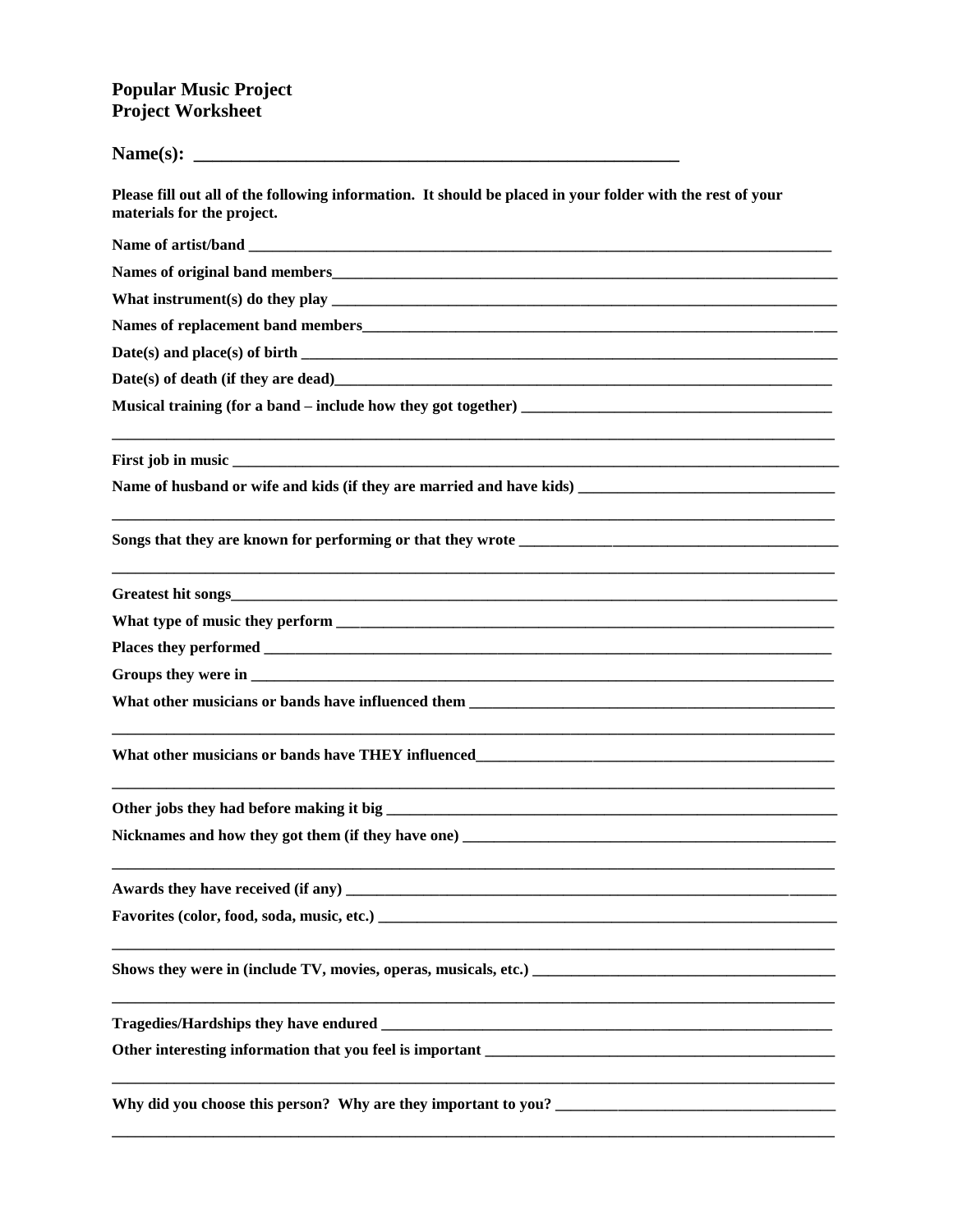**Popular Music Project**
**Project Worksheet**

**Name(s): \_\_\_\_\_\_\_\_\_\_\_\_\_\_\_\_\_\_\_\_\_\_\_\_\_\_\_\_\_\_\_\_\_\_\_\_\_\_\_\_\_\_\_\_\_\_\_\_\_\_**

**Please fill out all of the following information. It should be placed in your folder with the rest of your materials for the project.**

**Name of artist/band** \_\_\_\_\_\_\_\_\_\_\_\_\_\_\_\_\_\_\_\_\_\_\_\_\_\_\_\_\_\_\_\_\_\_\_\_\_\_\_\_\_\_\_\_\_\_\_\_\_\_\_\_\_\_\_\_\_\_\_\_\_\_\_\_\_\_\_\_

**Names of original band members**\_\_\_\_\_\_\_\_\_\_\_\_\_\_\_\_\_\_\_\_\_\_\_\_\_\_\_\_\_\_\_\_\_\_\_\_\_\_\_\_\_\_\_\_\_\_\_\_\_\_\_\_\_\_\_\_\_\_

**What instrument(s) do they play** \_\_\_\_\_\_\_\_\_\_\_\_\_\_\_\_\_\_\_\_\_\_\_\_\_\_\_\_\_\_\_\_\_\_\_\_\_\_\_\_\_\_\_\_\_\_\_\_\_\_\_\_\_\_\_\_

**Names of replacement band members**\_\_\_\_\_\_\_\_\_\_\_\_\_\_\_\_\_\_\_\_\_\_\_\_\_\_\_\_\_\_\_\_\_\_\_\_\_\_\_\_\_\_\_\_\_\_\_\_\_\_\_\_

**Date(s) and place(s) of birth** \_\_\_\_\_\_\_\_\_\_\_\_\_\_\_\_\_\_\_\_\_\_\_\_\_\_\_\_\_\_\_\_\_\_\_\_\_\_\_\_\_\_\_\_\_\_\_\_\_\_\_\_\_\_\_\_\_\_

**Date(s) of death (if they are dead)**\_\_\_\_\_\_\_\_\_\_\_\_\_\_\_\_\_\_\_\_\_\_\_\_\_\_\_\_\_\_\_\_\_\_\_\_\_\_\_\_\_\_\_\_\_\_\_\_\_\_\_\_\_

**Musical training (for a band – include how they got together)** \_\_\_\_\_\_\_\_\_\_\_\_\_\_\_\_\_\_\_\_\_\_\_\_\_\_\_\_\_\_\_\_\_

\_\_\_\_\_\_\_\_\_\_\_\_\_\_\_\_\_\_\_\_\_\_\_\_\_\_\_\_\_\_\_\_\_\_\_\_\_\_\_\_\_\_\_\_\_\_\_\_\_\_\_\_\_\_\_\_\_\_\_\_\_\_\_\_\_\_\_\_\_\_\_\_\_\_\_\_\_\_\_\_\_\_\_\_\_\_

**First job in music** \_\_\_\_\_\_\_\_\_\_\_\_\_\_\_\_\_\_\_\_\_\_\_\_\_\_\_\_\_\_\_\_\_\_\_\_\_\_\_\_\_\_\_\_\_\_\_\_\_\_\_\_\_\_\_\_\_\_\_\_\_\_\_\_\_\_\_\_\_\_

**Name of husband or wife and kids (if they are married and have kids)** \_\_\_\_\_\_\_\_\_\_\_\_\_\_\_\_\_\_\_\_\_\_\_\_\_\_\_

\_\_\_\_\_\_\_\_\_\_\_\_\_\_\_\_\_\_\_\_\_\_\_\_\_\_\_\_\_\_\_\_\_\_\_\_\_\_\_\_\_\_\_\_\_\_\_\_\_\_\_\_\_\_\_\_\_\_\_\_\_\_\_\_\_\_\_\_\_\_\_\_\_\_\_\_\_\_\_\_\_\_\_\_\_\_

**Songs that they are known for performing or that they wrote** \_\_\_\_\_\_\_\_\_\_\_\_\_\_\_\_\_\_\_\_\_\_\_\_\_\_\_\_\_\_\_\_\_\_\_\_

\_\_\_\_\_\_\_\_\_\_\_\_\_\_\_\_\_\_\_\_\_\_\_\_\_\_\_\_\_\_\_\_\_\_\_\_\_\_\_\_\_\_\_\_\_\_\_\_\_\_\_\_\_\_\_\_\_\_\_\_\_\_\_\_\_\_\_\_\_\_\_\_\_\_\_\_\_\_\_\_\_\_\_\_\_\_

**Greatest hit songs**\_\_\_\_\_\_\_\_\_\_\_\_\_\_\_\_\_\_\_\_\_\_\_\_\_\_\_\_\_\_\_\_\_\_\_\_\_\_\_\_\_\_\_\_\_\_\_\_\_\_\_\_\_\_\_\_\_\_\_\_\_\_\_\_\_\_\_\_\_\_

**What type of music they perform** \_\_\_\_\_\_\_\_\_\_\_\_\_\_\_\_\_\_\_\_\_\_\_\_\_\_\_\_\_\_\_\_\_\_\_\_\_\_\_\_\_\_\_\_\_\_\_\_\_\_\_\_\_\_\_\_

**Places they performed** \_\_\_\_\_\_\_\_\_\_\_\_\_\_\_\_\_\_\_\_\_\_\_\_\_\_\_\_\_\_\_\_\_\_\_\_\_\_\_\_\_\_\_\_\_\_\_\_\_\_\_\_\_\_\_\_\_\_\_\_\_\_\_\_

**Groups they were in** \_\_\_\_\_\_\_\_\_\_\_\_\_\_\_\_\_\_\_\_\_\_\_\_\_\_\_\_\_\_\_\_\_\_\_\_\_\_\_\_\_\_\_\_\_\_\_\_\_\_\_\_\_\_\_\_\_\_\_\_\_\_\_\_\_\_

**What other musicians or bands have influenced them** \_\_\_\_\_\_\_\_\_\_\_\_\_\_\_\_\_\_\_\_\_\_\_\_\_\_\_\_\_\_\_\_\_\_\_\_\_\_\_\_

\_\_\_\_\_\_\_\_\_\_\_\_\_\_\_\_\_\_\_\_\_\_\_\_\_\_\_\_\_\_\_\_\_\_\_\_\_\_\_\_\_\_\_\_\_\_\_\_\_\_\_\_\_\_\_\_\_\_\_\_\_\_\_\_\_\_\_\_\_\_\_\_\_\_\_\_\_\_\_\_\_\_\_\_\_\_

**What other musicians or bands have THEY influenced**\_\_\_\_\_\_\_\_\_\_\_\_\_\_\_\_\_\_\_\_\_\_\_\_\_\_\_\_\_\_\_\_\_\_\_\_\_\_\_\_

\_\_\_\_\_\_\_\_\_\_\_\_\_\_\_\_\_\_\_\_\_\_\_\_\_\_\_\_\_\_\_\_\_\_\_\_\_\_\_\_\_\_\_\_\_\_\_\_\_\_\_\_\_\_\_\_\_\_\_\_\_\_\_\_\_\_\_\_\_\_\_\_\_\_\_\_\_\_\_\_\_\_\_\_\_\_

**Other jobs they had before making it big** \_\_\_\_\_\_\_\_\_\_\_\_\_\_\_\_\_\_\_\_\_\_\_\_\_\_\_\_\_\_\_\_\_\_\_\_\_\_\_\_\_\_\_\_\_\_\_\_\_\_

**Nicknames and how they got them (if they have one)** \_\_\_\_\_\_\_\_\_\_\_\_\_\_\_\_\_\_\_\_\_\_\_\_\_\_\_\_\_\_\_\_\_\_\_\_\_\_\_\_

\_\_\_\_\_\_\_\_\_\_\_\_\_\_\_\_\_\_\_\_\_\_\_\_\_\_\_\_\_\_\_\_\_\_\_\_\_\_\_\_\_\_\_\_\_\_\_\_\_\_\_\_\_\_\_\_\_\_\_\_\_\_\_\_\_\_\_\_\_\_\_\_\_\_\_\_\_\_\_\_\_\_\_\_\_\_

**Awards they have received (if any)** \_\_\_\_\_\_\_\_\_\_\_\_\_\_\_\_\_\_\_\_\_\_\_\_\_\_\_\_\_\_\_\_\_\_\_\_\_\_\_\_\_\_\_\_\_\_\_\_\_\_\_\_\_\_\_

**Favorites (color, food, soda, music, etc.)** \_\_\_\_\_\_\_\_\_\_\_\_\_\_\_\_\_\_\_\_\_\_\_\_\_\_\_\_\_\_\_\_\_\_\_\_\_\_\_\_\_\_\_\_\_\_\_\_\_\_

\_\_\_\_\_\_\_\_\_\_\_\_\_\_\_\_\_\_\_\_\_\_\_\_\_\_\_\_\_\_\_\_\_\_\_\_\_\_\_\_\_\_\_\_\_\_\_\_\_\_\_\_\_\_\_\_\_\_\_\_\_\_\_\_\_\_\_\_\_\_\_\_\_\_\_\_\_\_\_\_\_\_\_\_\_\_

**Shows they were in (include TV, movies, operas, musicals, etc.)** \_\_\_\_\_\_\_\_\_\_\_\_\_\_\_\_\_\_\_\_\_\_\_\_\_\_\_\_\_\_\_\_\_

\_\_\_\_\_\_\_\_\_\_\_\_\_\_\_\_\_\_\_\_\_\_\_\_\_\_\_\_\_\_\_\_\_\_\_\_\_\_\_\_\_\_\_\_\_\_\_\_\_\_\_\_\_\_\_\_\_\_\_\_\_\_\_\_\_\_\_\_\_\_\_\_\_\_\_\_\_\_\_\_\_\_\_\_\_\_

**Tragedies/Hardships they have endured** \_\_\_\_\_\_\_\_\_\_\_\_\_\_\_\_\_\_\_\_\_\_\_\_\_\_\_\_\_\_\_\_\_\_\_\_\_\_\_\_\_\_\_\_\_\_\_\_\_\_\_

**Other interesting information that you feel is important** \_\_\_\_\_\_\_\_\_\_\_\_\_\_\_\_\_\_\_\_\_\_\_\_\_\_\_\_\_\_\_\_\_\_\_\_\_\_

\_\_\_\_\_\_\_\_\_\_\_\_\_\_\_\_\_\_\_\_\_\_\_\_\_\_\_\_\_\_\_\_\_\_\_\_\_\_\_\_\_\_\_\_\_\_\_\_\_\_\_\_\_\_\_\_\_\_\_\_\_\_\_\_\_\_\_\_\_\_\_\_\_\_\_\_\_\_\_\_\_\_\_\_\_\_

**Why did you choose this person? Why are they important to you?** \_\_\_\_\_\_\_\_\_\_\_\_\_\_\_\_\_\_\_\_\_\_\_\_\_\_\_\_\_\_\_

\_\_\_\_\_\_\_\_\_\_\_\_\_\_\_\_\_\_\_\_\_\_\_\_\_\_\_\_\_\_\_\_\_\_\_\_\_\_\_\_\_\_\_\_\_\_\_\_\_\_\_\_\_\_\_\_\_\_\_\_\_\_\_\_\_\_\_\_\_\_\_\_\_\_\_\_\_\_\_\_\_\_\_\_\_\_